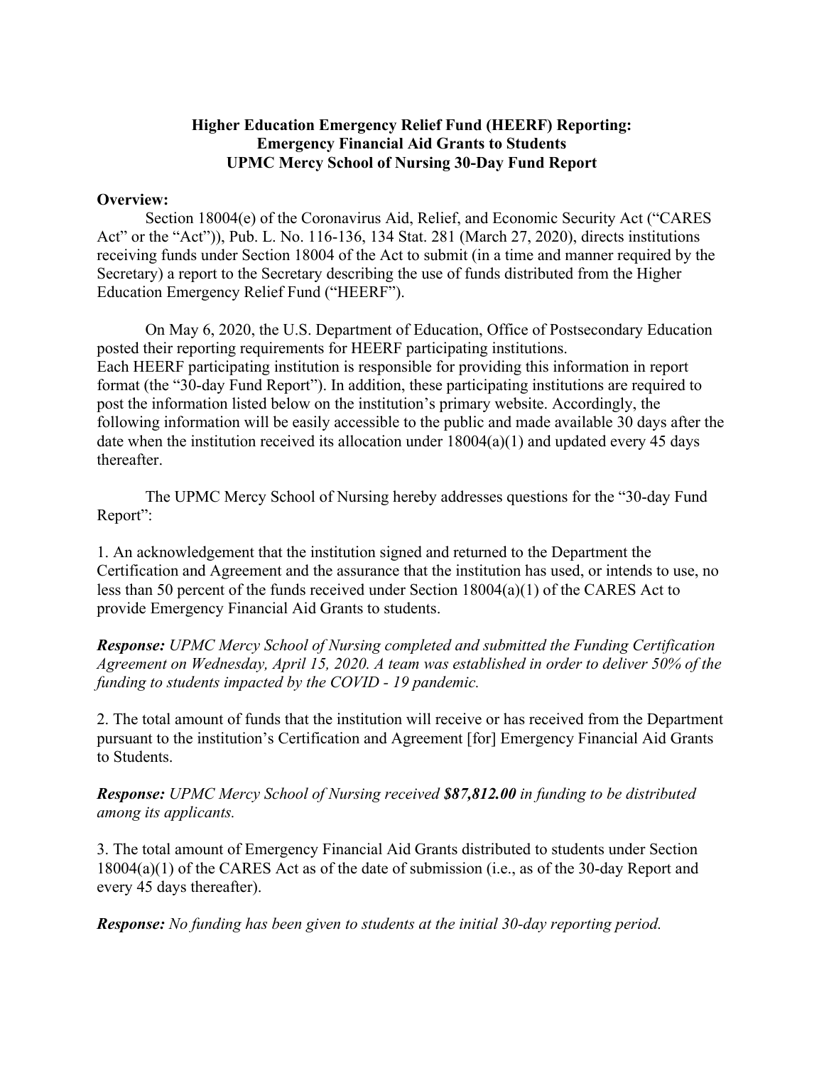**Higher Education Emergency Relief Fund (HEERF) Reporting: Emergency Financial Aid Grants to Students UPMC Mercy School of Nursing 30-Day Fund Report**

**Overview:**

Section 18004(e) of the Coronavirus Aid, Relief, and Economic Security Act ("CARES Act" or the "Act")), Pub. L. No. 116-136, 134 Stat. 281 (March 27, 2020), directs institutions receiving funds under Section 18004 of the Act to submit (in a time and manner required by the Secretary) a report to the Secretary describing the use of funds distributed from the Higher Education Emergency Relief Fund ("HEERF").

On May 6, 2020, the U.S. Department of Education, Office of Postsecondary Education posted their reporting requirements for HEERF participating institutions. Each HEERF participating institution is responsible for providing this information in report format (the "30-day Fund Report"). In addition, these participating institutions are required to post the information listed below on the institution's primary website. Accordingly, the following information will be easily accessible to the public and made available 30 days after the date when the institution received its allocation under 18004(a)(1) and updated every 45 days thereafter.

The UPMC Mercy School of Nursing hereby addresses questions for the "30-day Fund Report":

1. An acknowledgement that the institution signed and returned to the Department the Certification and Agreement and the assurance that the institution has used, or intends to use, no less than 50 percent of the funds received under Section 18004(a)(1) of the CARES Act to provide Emergency Financial Aid Grants to students.

***Response:*** *UPMC Mercy School of Nursing completed and submitted the Funding Certification Agreement on Wednesday, April 15, 2020. A team was established in order to deliver 50% of the funding to students impacted by the COVID - 19 pandemic.*

2. The total amount of funds that the institution will receive or has received from the Department pursuant to the institution's Certification and Agreement [for] Emergency Financial Aid Grants to Students.

***Response:*** *UPMC Mercy School of Nursing received* ***$87,812.00*** *in funding to be distributed among its applicants.*

3. The total amount of Emergency Financial Aid Grants distributed to students under Section 18004(a)(1) of the CARES Act as of the date of submission (i.e., as of the 30-day Report and every 45 days thereafter).

***Response:*** *No funding has been given to students at the initial 30-day reporting period.*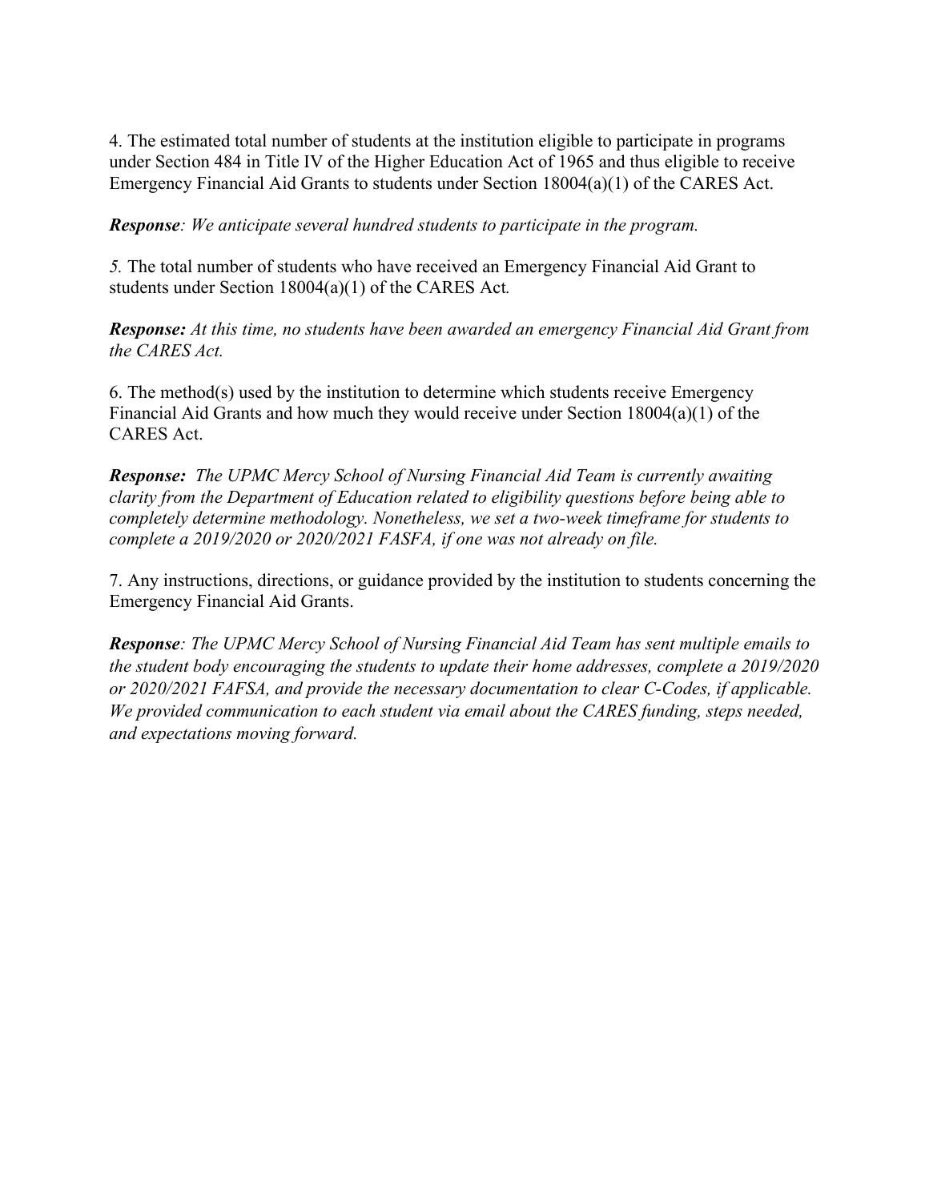4. The estimated total number of students at the institution eligible to participate in programs under Section 484 in Title IV of the Higher Education Act of 1965 and thus eligible to receive Emergency Financial Aid Grants to students under Section 18004(a)(1) of the CARES Act.

***Response****: We anticipate several hundred students to participate in the program.*

*5.* The total number of students who have received an Emergency Financial Aid Grant to students under Section 18004(a)(1) of the CARES Act*.*

***Response:*** *At this time, no students have been awarded an emergency Financial Aid Grant from the CARES Act.*

6. The method(s) used by the institution to determine which students receive Emergency Financial Aid Grants and how much they would receive under Section 18004(a)(1) of the CARES Act.

***Response:*** *The UPMC Mercy School of Nursing Financial Aid Team is currently awaiting clarity from the Department of Education related to eligibility questions before being able to completely determine methodology. Nonetheless, we set a two-week timeframe for students to complete a 2019/2020 or 2020/2021 FASFA, if one was not already on file.*

7. Any instructions, directions, or guidance provided by the institution to students concerning the Emergency Financial Aid Grants.

***Response****: The UPMC Mercy School of Nursing Financial Aid Team has sent multiple emails to the student body encouraging the students to update their home addresses, complete a 2019/2020 or 2020/2021 FAFSA, and provide the necessary documentation to clear C-Codes, if applicable. We provided communication to each student via email about the CARES funding, steps needed, and expectations moving forward.*